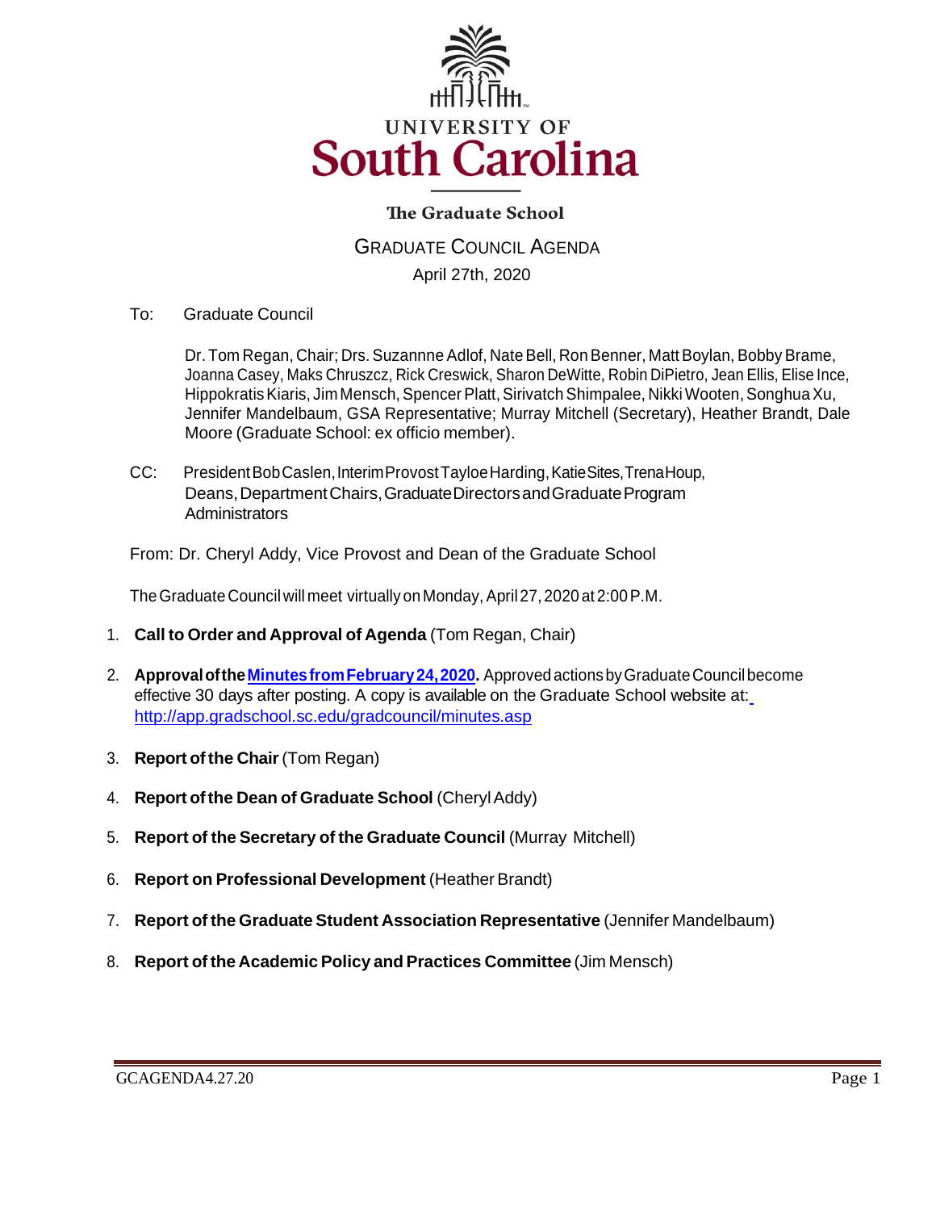UNIVERSITY OF
# South Carolina

**The Graduate School**

## GRADUATE COUNCIL AGENDA

April 27th, 2020

To: Graduate Council

Dr. Tom Regan, Chair; Drs. Suzannne Adlof, Nate Bell, Ron Benner, Matt Boylan, Bobby Brame, Joanna Casey, Maks Chruszcz, Rick Creswick, Sharon DeWitte, Robin DiPietro, Jean Ellis, Elise Ince, Hippokratis Kiaris, Jim Mensch, Spencer Platt, Sirivatch Shimpalee, Nikki Wooten, Songhua Xu, Jennifer Mandelbaum, GSA Representative; Murray Mitchell (Secretary), Heather Brandt, Dale Moore (Graduate School: ex officio member).

CC: President Bob Caslen, Interim Provost Tayloe Harding, Katie Sites, Trena Houp, Deans, Department Chairs, Graduate Directors and Graduate Program Administrators

From: Dr. Cheryl Addy, Vice Provost and Dean of the Graduate School

The Graduate Council will meet virtually on Monday, April 27, 2020 at 2:00 P.M.

1. **Call to Order and Approval of Agenda** (Tom Regan, Chair)
2. **Approval of the Minutes from February 24, 2020.** Approved actions by Graduate Council become effective 30 days after posting. A copy is available on the Graduate School website at: http://app.gradschool.sc.edu/gradcouncil/minutes.asp
3. **Report of the Chair** (Tom Regan)
4. **Report of the Dean of Graduate School** (Cheryl Addy)
5. **Report of the Secretary of the Graduate Council** (Murray Mitchell)
6. **Report on Professional Development** (Heather Brandt)
7. **Report of the Graduate Student Association Representative** (Jennifer Mandelbaum)
8. **Report of the Academic Policy and Practices Committee** (Jim Mensch)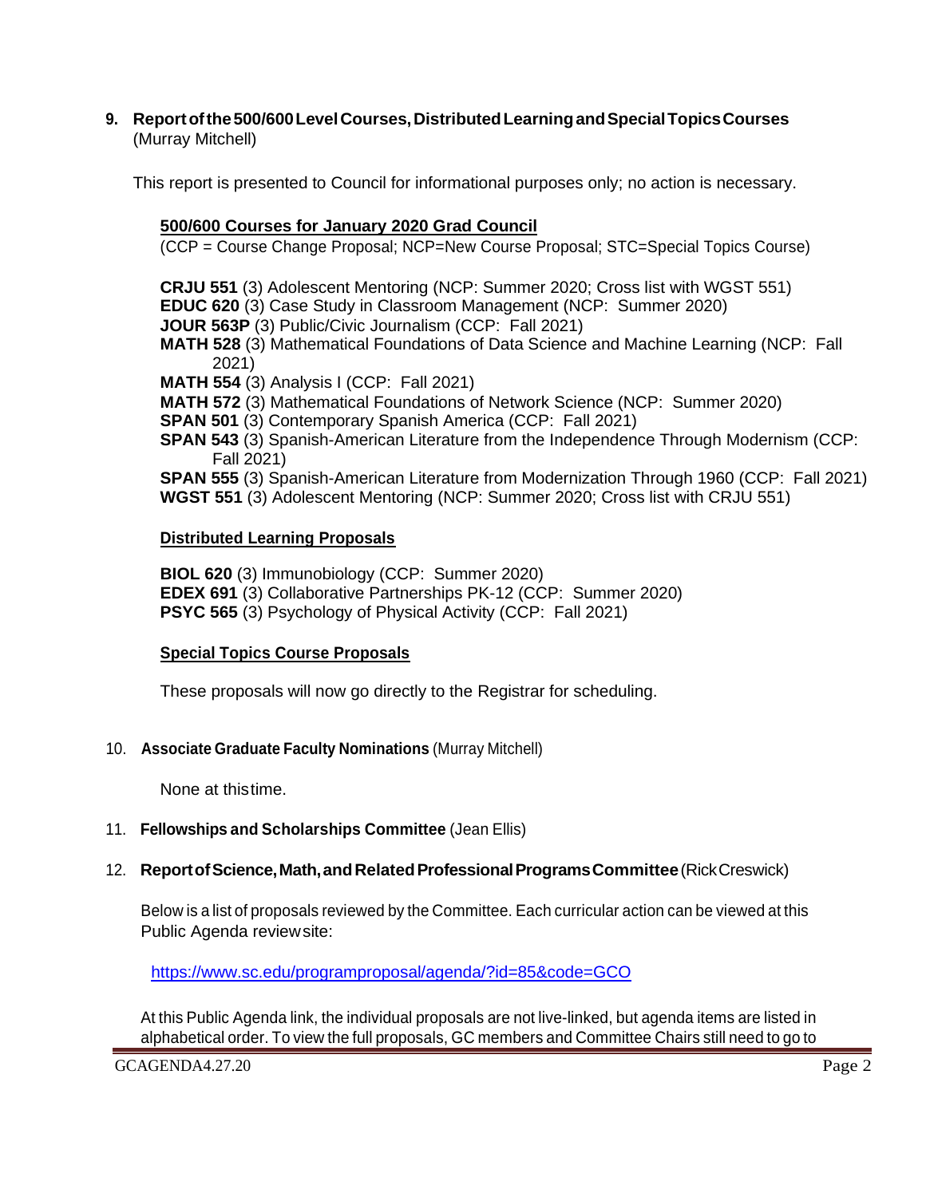**9. Report of the 500/600 Level Courses, Distributed Learning and Special Topics Courses** (Murray Mitchell)

This report is presented to Council for informational purposes only; no action is necessary.

**500/600 Courses for January 2020 Grad Council**

(CCP = Course Change Proposal; NCP=New Course Proposal; STC=Special Topics Course)

**CRJU 551** (3) Adolescent Mentoring (NCP: Summer 2020; Cross list with WGST 551)
**EDUC 620** (3) Case Study in Classroom Management (NCP: Summer 2020)
**JOUR 563P** (3) Public/Civic Journalism (CCP: Fall 2021)
**MATH 528** (3) Mathematical Foundations of Data Science and Machine Learning (NCP: Fall 2021)
**MATH 554** (3) Analysis I (CCP: Fall 2021)
**MATH 572** (3) Mathematical Foundations of Network Science (NCP: Summer 2020)
**SPAN 501** (3) Contemporary Spanish America (CCP: Fall 2021)
**SPAN 543** (3) Spanish-American Literature from the Independence Through Modernism (CCP: Fall 2021)
**SPAN 555** (3) Spanish-American Literature from Modernization Through 1960 (CCP: Fall 2021)
**WGST 551** (3) Adolescent Mentoring (NCP: Summer 2020; Cross list with CRJU 551)

**Distributed Learning Proposals**

**BIOL 620** (3) Immunobiology (CCP: Summer 2020)
**EDEX 691** (3) Collaborative Partnerships PK-12 (CCP: Summer 2020)
**PSYC 565** (3) Psychology of Physical Activity (CCP: Fall 2021)

**Special Topics Course Proposals**

These proposals will now go directly to the Registrar for scheduling.

**10. Associate Graduate Faculty Nominations** (Murray Mitchell)

None at this time.

**11. Fellowships and Scholarships Committee** (Jean Ellis)

**12. Report of Science, Math, and Related Professional Programs Committee** (Rick Creswick)

Below is a list of proposals reviewed by the Committee. Each curricular action can be viewed at this Public Agenda review site:

https://www.sc.edu/programproposal/agenda/?id=85&code=GCO

At this Public Agenda link, the individual proposals are not live-linked, but agenda items are listed in alphabetical order. To view the full proposals, GC members and Committee Chairs still need to go to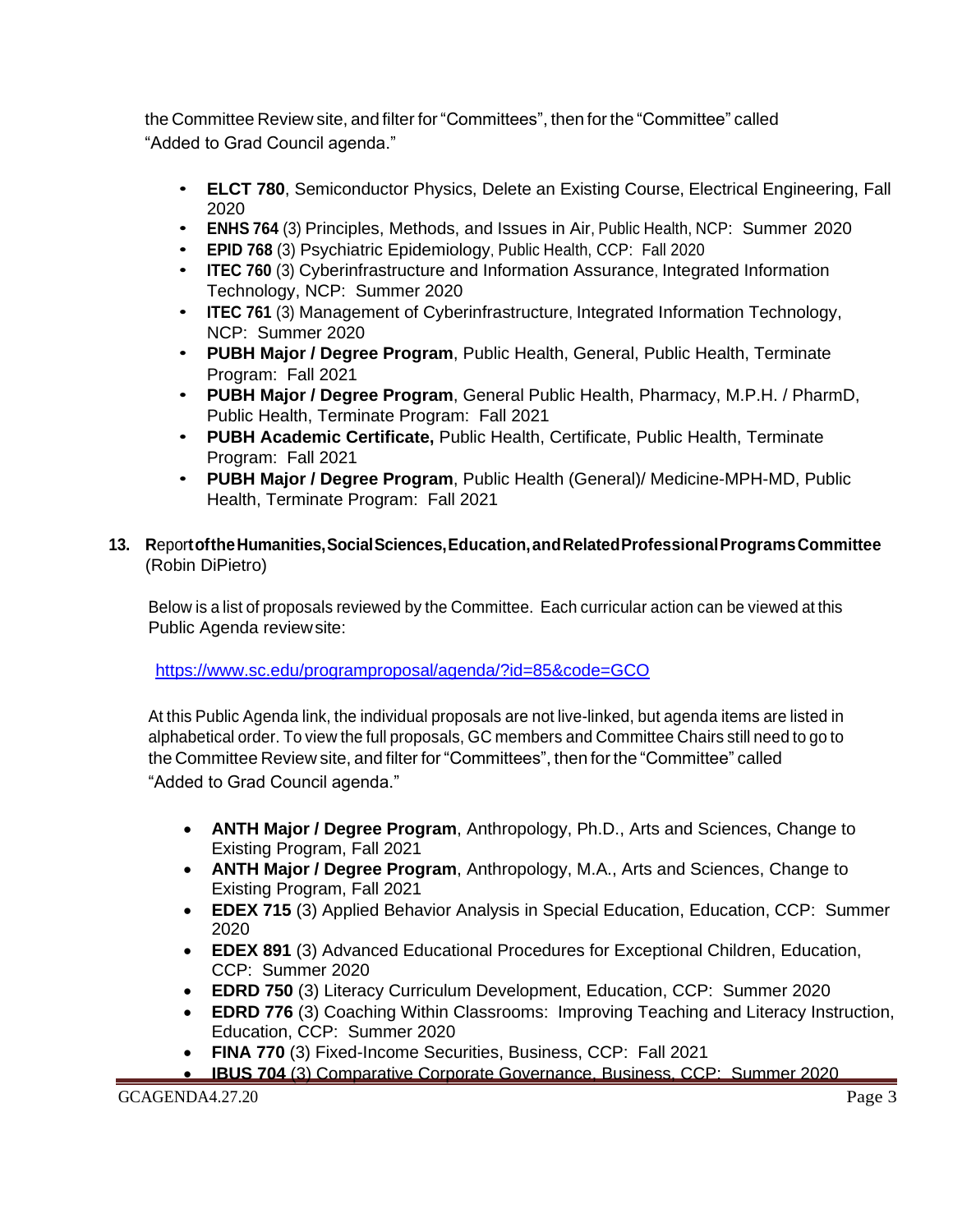the Committee Review site, and filter for "Committees", then for the "Committee" called "Added to Grad Council agenda."

- **ELCT 780**, Semiconductor Physics, Delete an Existing Course, Electrical Engineering, Fall 2020
- **ENHS 764** (3) Principles, Methods, and Issues in Air, Public Health, NCP: Summer 2020
- **EPID 768** (3) Psychiatric Epidemiology, Public Health, CCP: Fall 2020
- **ITEC 760** (3) Cyberinfrastructure and Information Assurance, Integrated Information Technology, NCP: Summer 2020
- **ITEC 761** (3) Management of Cyberinfrastructure, Integrated Information Technology, NCP: Summer 2020
- **PUBH Major / Degree Program**, Public Health, General, Public Health, Terminate Program: Fall 2021
- **PUBH Major / Degree Program**, General Public Health, Pharmacy, M.P.H. / PharmD, Public Health, Terminate Program: Fall 2021
- **PUBH Academic Certificate,** Public Health, Certificate, Public Health, Terminate Program: Fall 2021
- **PUBH Major / Degree Program**, Public Health (General)/ Medicine-MPH-MD, Public Health, Terminate Program: Fall 2021

**13. Report of the Humanities, Social Sciences, Education, and Related Professional Programs Committee** (Robin DiPietro)

Below is a list of proposals reviewed by the Committee. Each curricular action can be viewed at this Public Agenda review site:

https://www.sc.edu/programproposal/agenda/?id=85&code=GCO

At this Public Agenda link, the individual proposals are not live-linked, but agenda items are listed in alphabetical order. To view the full proposals, GC members and Committee Chairs still need to go to the Committee Review site, and filter for "Committees", then for the "Committee" called "Added to Grad Council agenda."

- **ANTH Major / Degree Program**, Anthropology, Ph.D., Arts and Sciences, Change to Existing Program, Fall 2021
- **ANTH Major / Degree Program**, Anthropology, M.A., Arts and Sciences, Change to Existing Program, Fall 2021
- **EDEX 715** (3) Applied Behavior Analysis in Special Education, Education, CCP: Summer 2020
- **EDEX 891** (3) Advanced Educational Procedures for Exceptional Children, Education, CCP: Summer 2020
- **EDRD 750** (3) Literacy Curriculum Development, Education, CCP: Summer 2020
- **EDRD 776** (3) Coaching Within Classrooms: Improving Teaching and Literacy Instruction, Education, CCP: Summer 2020
- **FINA 770** (3) Fixed-Income Securities, Business, CCP: Fall 2021
- **IBUS 704** (3) Comparative Corporate Governance, Business, CCP: Summer 2020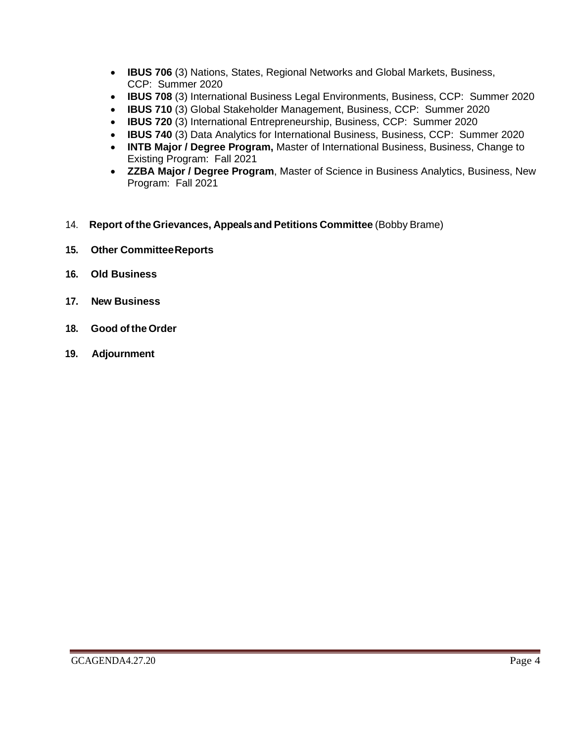- **IBUS 706** (3) Nations, States, Regional Networks and Global Markets, Business, CCP: Summer 2020
- **IBUS 708** (3) International Business Legal Environments, Business, CCP: Summer 2020
- **IBUS 710** (3) Global Stakeholder Management, Business, CCP: Summer 2020
- **IBUS 720** (3) International Entrepreneurship, Business, CCP: Summer 2020
- **IBUS 740** (3) Data Analytics for International Business, Business, CCP: Summer 2020
- **INTB Major / Degree Program,** Master of International Business, Business, Change to Existing Program: Fall 2021
- **ZZBA Major / Degree Program**, Master of Science in Business Analytics, Business, New Program: Fall 2021

14. **Report of the Grievances, Appeals and Petitions Committee** (Bobby Brame)

15. **Other Committee Reports**

16. **Old Business**

17. **New Business**

18. **Good of the Order**

19. **Adjournment**